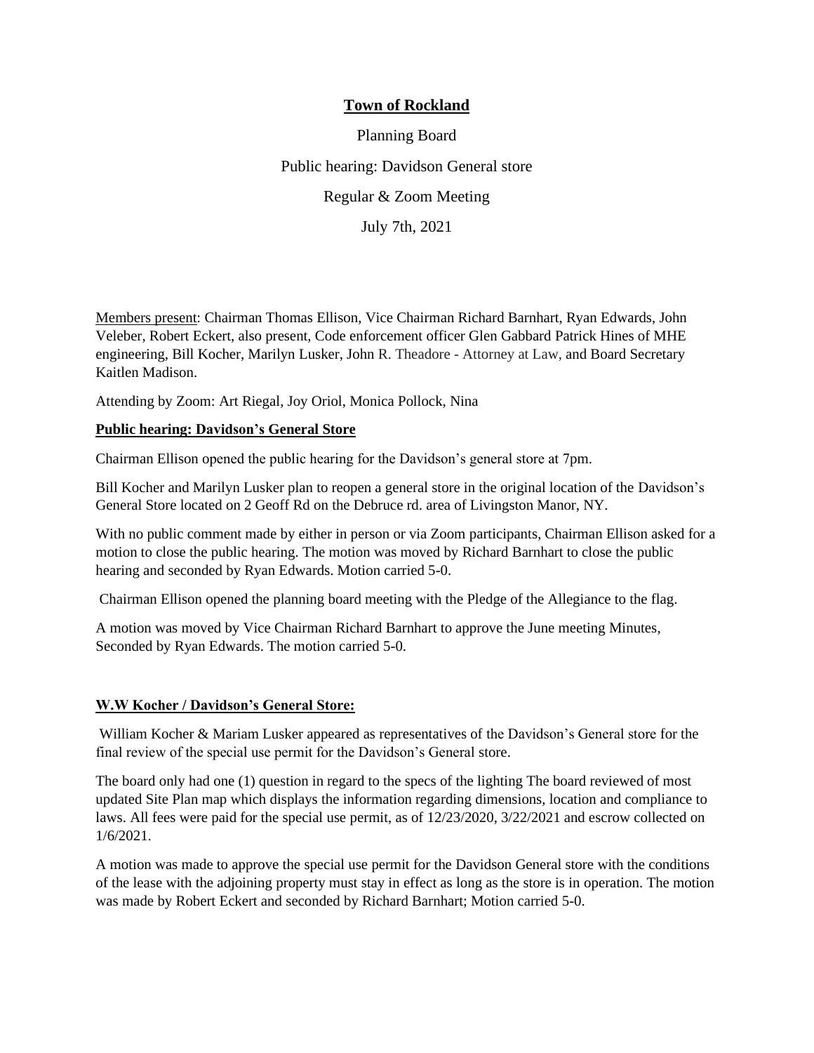# Town of Rockland

Planning Board

Public hearing: Davidson General store

Regular & Zoom Meeting

July 7th, 2021

Members present: Chairman Thomas Ellison, Vice Chairman Richard Barnhart, Ryan Edwards, John Veleber, Robert Eckert, also present, Code enforcement officer Glen Gabbard Patrick Hines of MHE engineering, Bill Kocher, Marilyn Lusker, John R. Theadore - Attorney at Law, and Board Secretary Kaitlen Madison.

Attending by Zoom: Art Riegal, Joy Oriol, Monica Pollock, Nina

## Public hearing: Davidson's General Store

Chairman Ellison opened the public hearing for the Davidson's general store at 7pm.

Bill Kocher and Marilyn Lusker plan to reopen a general store in the original location of the Davidson's General Store located on 2 Geoff Rd on the Debruce rd. area of Livingston Manor, NY.

With no public comment made by either in person or via Zoom participants, Chairman Ellison asked for a motion to close the public hearing. The motion was moved by Richard Barnhart to close the public hearing and seconded by Ryan Edwards. Motion carried 5-0.

Chairman Ellison opened the planning board meeting with the Pledge of the Allegiance to the flag.

A motion was moved by Vice Chairman Richard Barnhart to approve the June meeting Minutes, Seconded by Ryan Edwards. The motion carried 5-0.

## W.W Kocher / Davidson's General Store:

William Kocher & Mariam Lusker appeared as representatives of the Davidson's General store for the final review of the special use permit for the Davidson's General store.

The board only had one (1) question in regard to the specs of the lighting The board reviewed of most updated Site Plan map which displays the information regarding dimensions, location and compliance to laws. All fees were paid for the special use permit, as of 12/23/2020, 3/22/2021 and escrow collected on 1/6/2021.

A motion was made to approve the special use permit for the Davidson General store with the conditions of the lease with the adjoining property must stay in effect as long as the store is in operation. The motion was made by Robert Eckert and seconded by Richard Barnhart; Motion carried 5-0.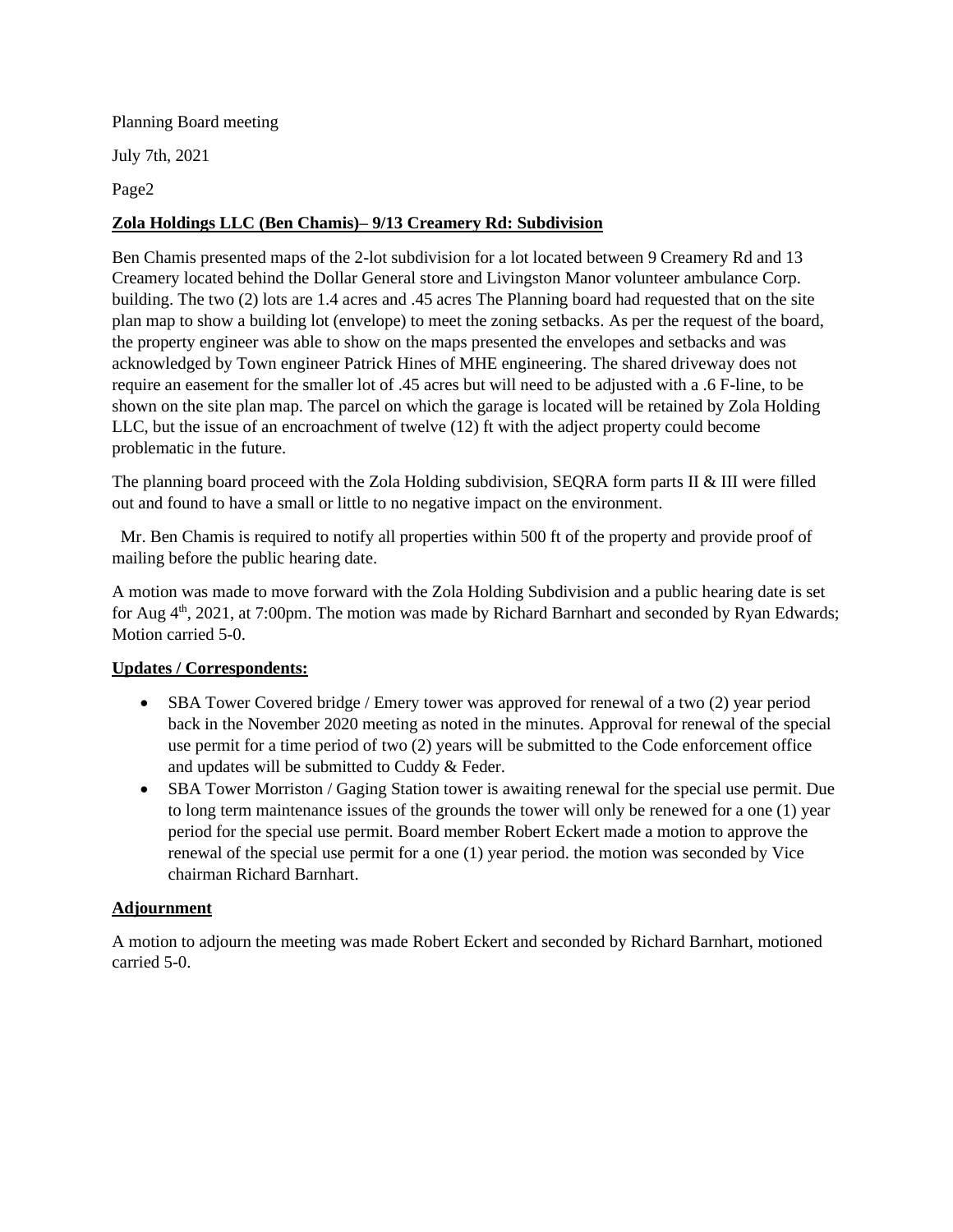Planning Board meeting

July 7th, 2021

Page2

**Zola Holdings LLC (Ben Chamis)– 9/13 Creamery Rd: Subdivision**

Ben Chamis presented maps of the 2-lot subdivision for a lot located between 9 Creamery Rd and 13 Creamery located behind the Dollar General store and Livingston Manor volunteer ambulance Corp. building. The two (2) lots are 1.4 acres and .45 acres The Planning board had requested that on the site plan map to show a building lot (envelope) to meet the zoning setbacks. As per the request of the board, the property engineer was able to show on the maps presented the envelopes and setbacks and was acknowledged by Town engineer Patrick Hines of MHE engineering. The shared driveway does not require an easement for the smaller lot of .45 acres but will need to be adjusted with a .6 F-line, to be shown on the site plan map. The parcel on which the garage is located will be retained by Zola Holding LLC, but the issue of an encroachment of twelve (12) ft with the adject property could become problematic in the future.

The planning board proceed with the Zola Holding subdivision, SEQRA form parts II & III were filled out and found to have a small or little to no negative impact on the environment.

Mr. Ben Chamis is required to notify all properties within 500 ft of the property and provide proof of mailing before the public hearing date.

A motion was made to move forward with the Zola Holding Subdivision and a public hearing date is set for Aug 4th, 2021, at 7:00pm. The motion was made by Richard Barnhart and seconded by Ryan Edwards; Motion carried 5-0.

**Updates / Correspondents:**

- SBA Tower Covered bridge / Emery tower was approved for renewal of a two (2) year period back in the November 2020 meeting as noted in the minutes. Approval for renewal of the special use permit for a time period of two (2) years will be submitted to the Code enforcement office and updates will be submitted to Cuddy & Feder.
- SBA Tower Morriston / Gaging Station tower is awaiting renewal for the special use permit. Due to long term maintenance issues of the grounds the tower will only be renewed for a one (1) year period for the special use permit. Board member Robert Eckert made a motion to approve the renewal of the special use permit for a one (1) year period. the motion was seconded by Vice chairman Richard Barnhart.

**Adjournment**

A motion to adjourn the meeting was made Robert Eckert and seconded by Richard Barnhart, motioned carried 5-0.